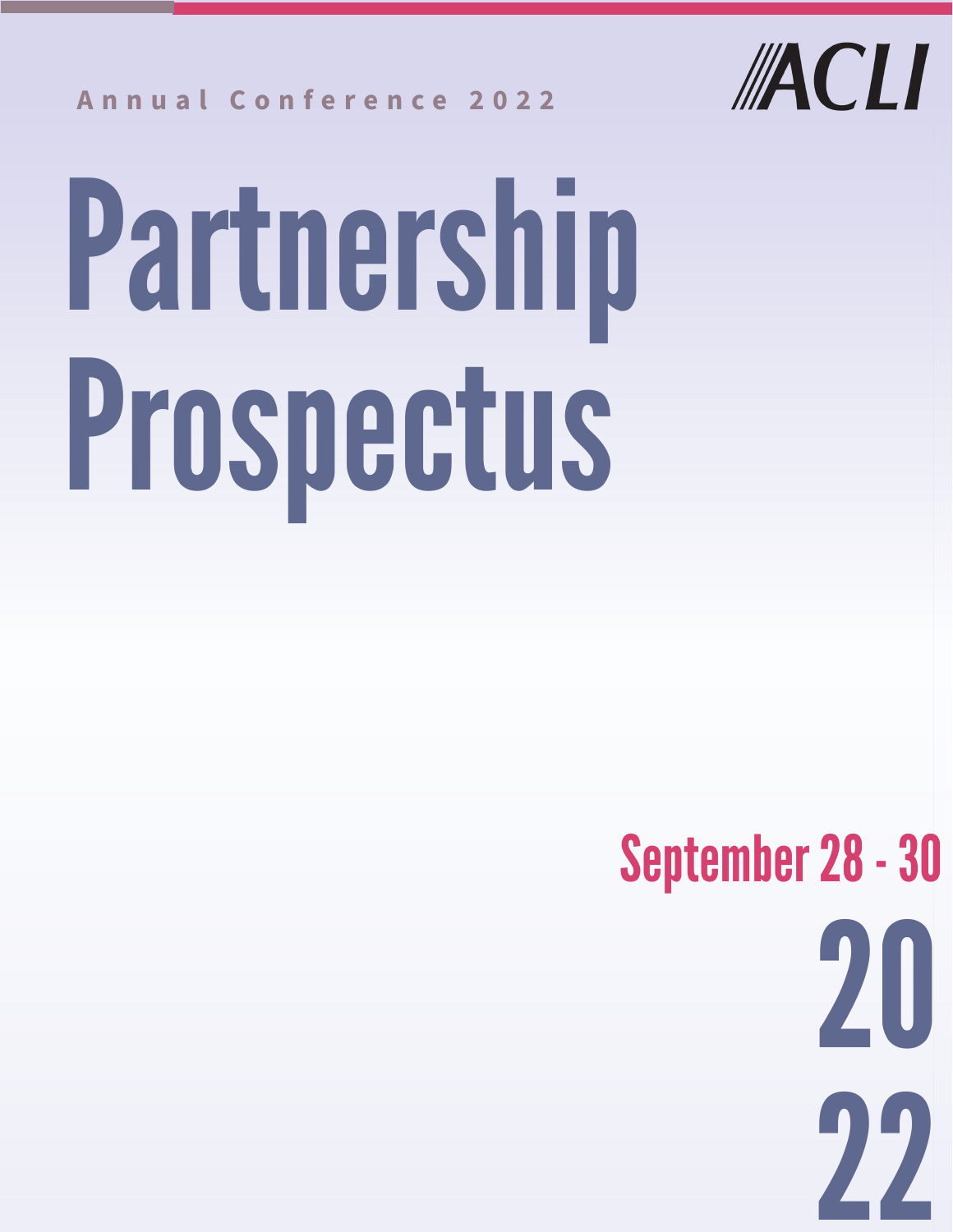Annual Conference 2022

ACLI

# Partnership Prospectus

## September 28 - 30

## 2022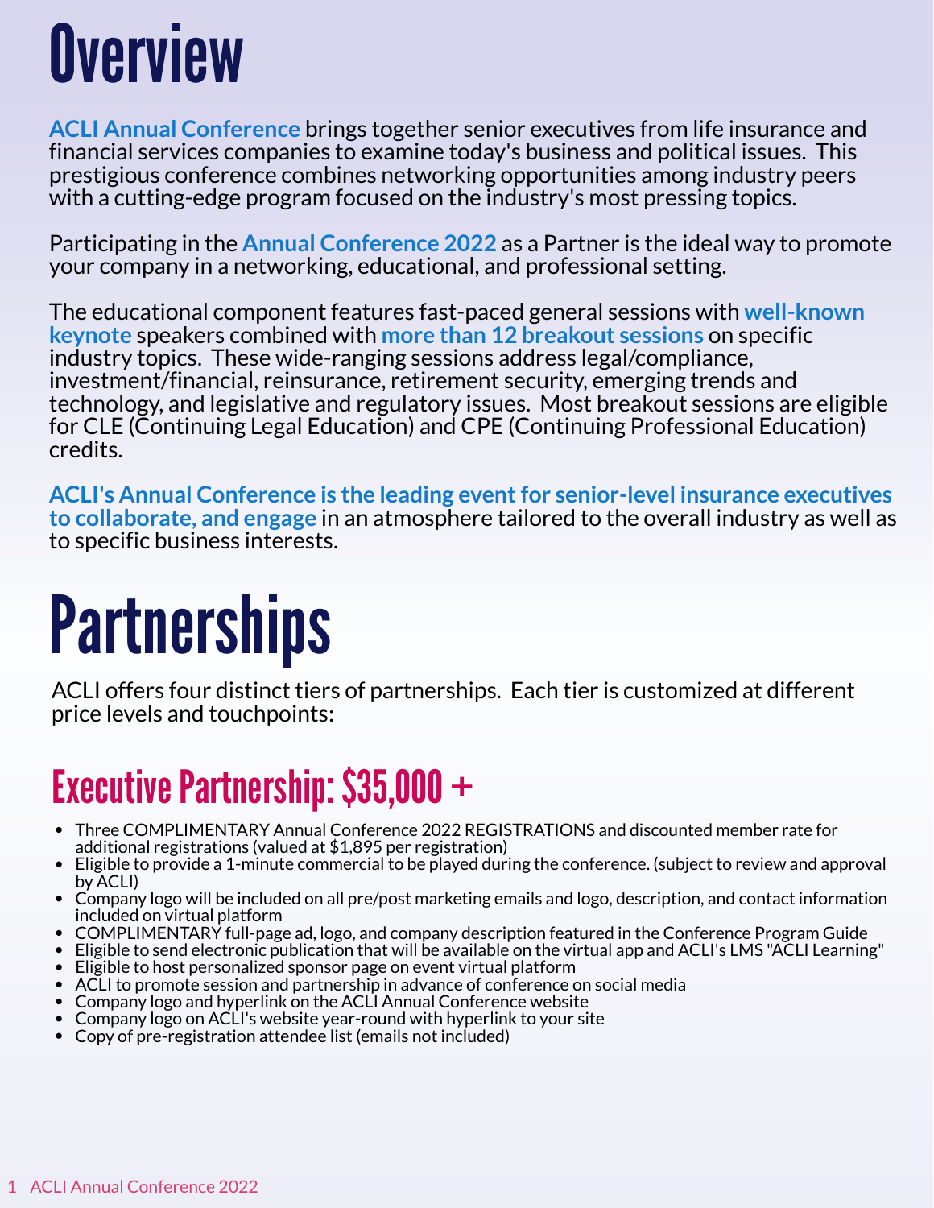# Overview

**ACLI Annual Conference** brings together senior executives from life insurance and financial services companies to examine today's business and political issues. This prestigious conference combines networking opportunities among industry peers with a cutting-edge program focused on the industry's most pressing topics.

Participating in the **Annual Conference 2022** as a Partner is the ideal way to promote your company in a networking, educational, and professional setting.

The educational component features fast-paced general sessions with **well-known keynote** speakers combined with **more than 12 breakout sessions** on specific industry topics. These wide-ranging sessions address legal/compliance, investment/financial, reinsurance, retirement security, emerging trends and technology, and legislative and regulatory issues. Most breakout sessions are eligible for CLE (Continuing Legal Education) and CPE (Continuing Professional Education) credits.

**ACLI's Annual Conference is the leading event for senior-level insurance executives to collaborate, and engage** in an atmosphere tailored to the overall industry as well as to specific business interests.

# Partnerships

ACLI offers four distinct tiers of partnerships. Each tier is customized at different price levels and touchpoints:

## Executive Partnership: $35,000 +

- Three COMPLIMENTARY Annual Conference 2022 REGISTRATIONS and discounted member rate for additional registrations (valued at $1,895 per registration)
- Eligible to provide a 1-minute commercial to be played during the conference. (subject to review and approval by ACLI)
- Company logo will be included on all pre/post marketing emails and logo, description, and contact information included on virtual platform
- COMPLIMENTARY full-page ad, logo, and company description featured in the Conference Program Guide
- Eligible to send electronic publication that will be available on the virtual app and ACLI's LMS "ACLI Learning"
- Eligible to host personalized sponsor page on event virtual platform
- ACLI to promote session and partnership in advance of conference on social media
- Company logo and hyperlink on the ACLI Annual Conference website
- Company logo on ACLI's website year-round with hyperlink to your site
- Copy of pre-registration attendee list (emails not included)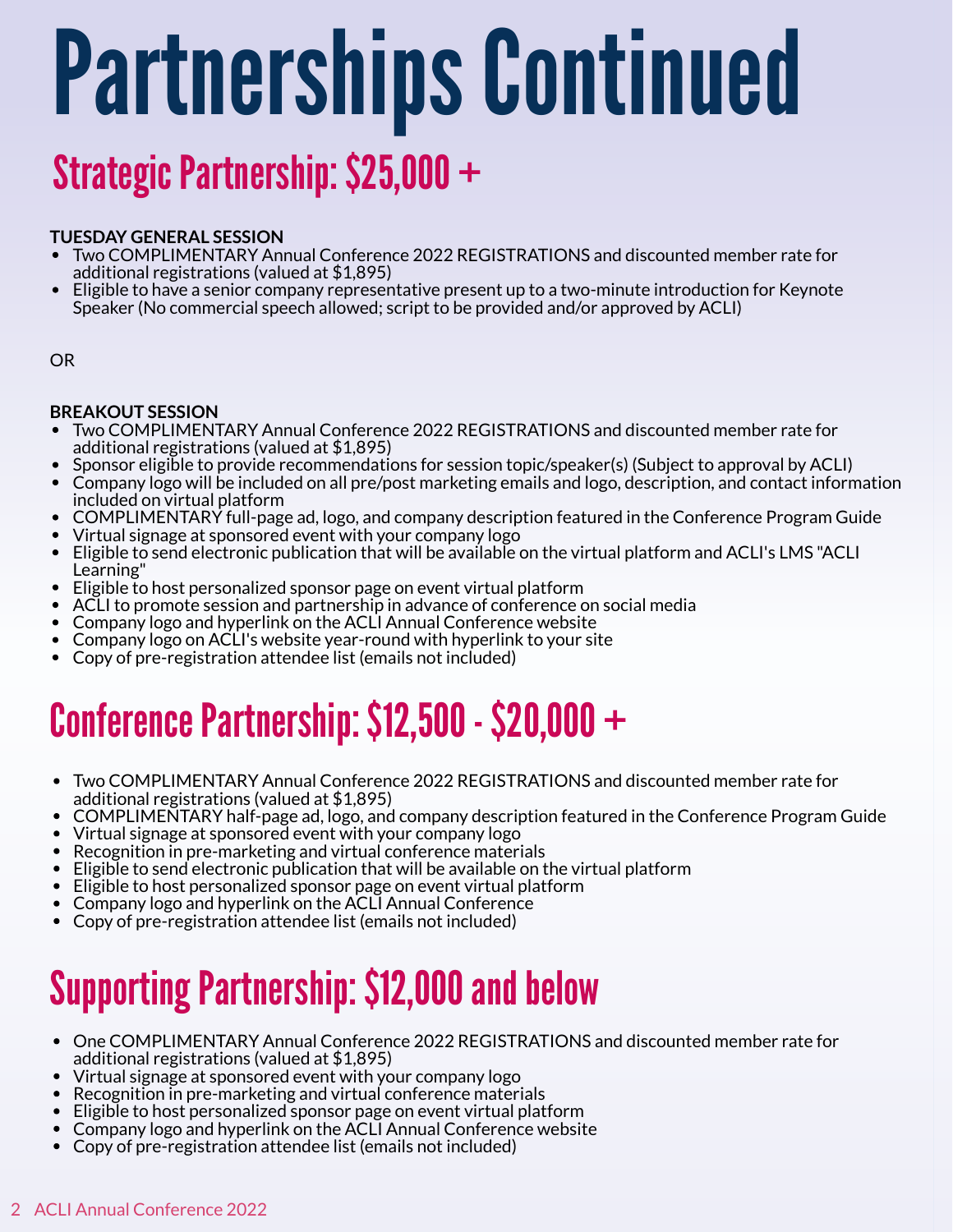# Partnerships Continued

## Strategic Partnership: $25,000 +

**TUESDAY GENERAL SESSION**

- Two COMPLIMENTARY Annual Conference 2022 REGISTRATIONS and discounted member rate for additional registrations (valued at $1,895)
- Eligible to have a senior company representative present up to a two-minute introduction for Keynote Speaker (No commercial speech allowed; script to be provided and/or approved by ACLI)

OR

**BREAKOUT SESSION**

- Two COMPLIMENTARY Annual Conference 2022 REGISTRATIONS and discounted member rate for additional registrations (valued at $1,895)
- Sponsor eligible to provide recommendations for session topic/speaker(s) (Subject to approval by ACLI)
- Company logo will be included on all pre/post marketing emails and logo, description, and contact information included on virtual platform
- COMPLIMENTARY full-page ad, logo, and company description featured in the Conference Program Guide
- Virtual signage at sponsored event with your company logo
- Eligible to send electronic publication that will be available on the virtual platform and ACLI's LMS "ACLI Learning"
- Eligible to host personalized sponsor page on event virtual platform
- ACLI to promote session and partnership in advance of conference on social media
- Company logo and hyperlink on the ACLI Annual Conference website
- Company logo on ACLI's website year-round with hyperlink to your site
- Copy of pre-registration attendee list (emails not included)

## Conference Partnership: $12,500 - $20,000 +

- Two COMPLIMENTARY Annual Conference 2022 REGISTRATIONS and discounted member rate for additional registrations (valued at $1,895)
- COMPLIMENTARY half-page ad, logo, and company description featured in the Conference Program Guide
- Virtual signage at sponsored event with your company logo
- Recognition in pre-marketing and virtual conference materials
- Eligible to send electronic publication that will be available on the virtual platform
- Eligible to host personalized sponsor page on event virtual platform
- Company logo and hyperlink on the ACLI Annual Conference
- Copy of pre-registration attendee list (emails not included)

## Supporting Partnership: $12,000 and below

- One COMPLIMENTARY Annual Conference 2022 REGISTRATIONS and discounted member rate for additional registrations (valued at $1,895)
- Virtual signage at sponsored event with your company logo
- Recognition in pre-marketing and virtual conference materials
- Eligible to host personalized sponsor page on event virtual platform
- Company logo and hyperlink on the ACLI Annual Conference website
- Copy of pre-registration attendee list (emails not included)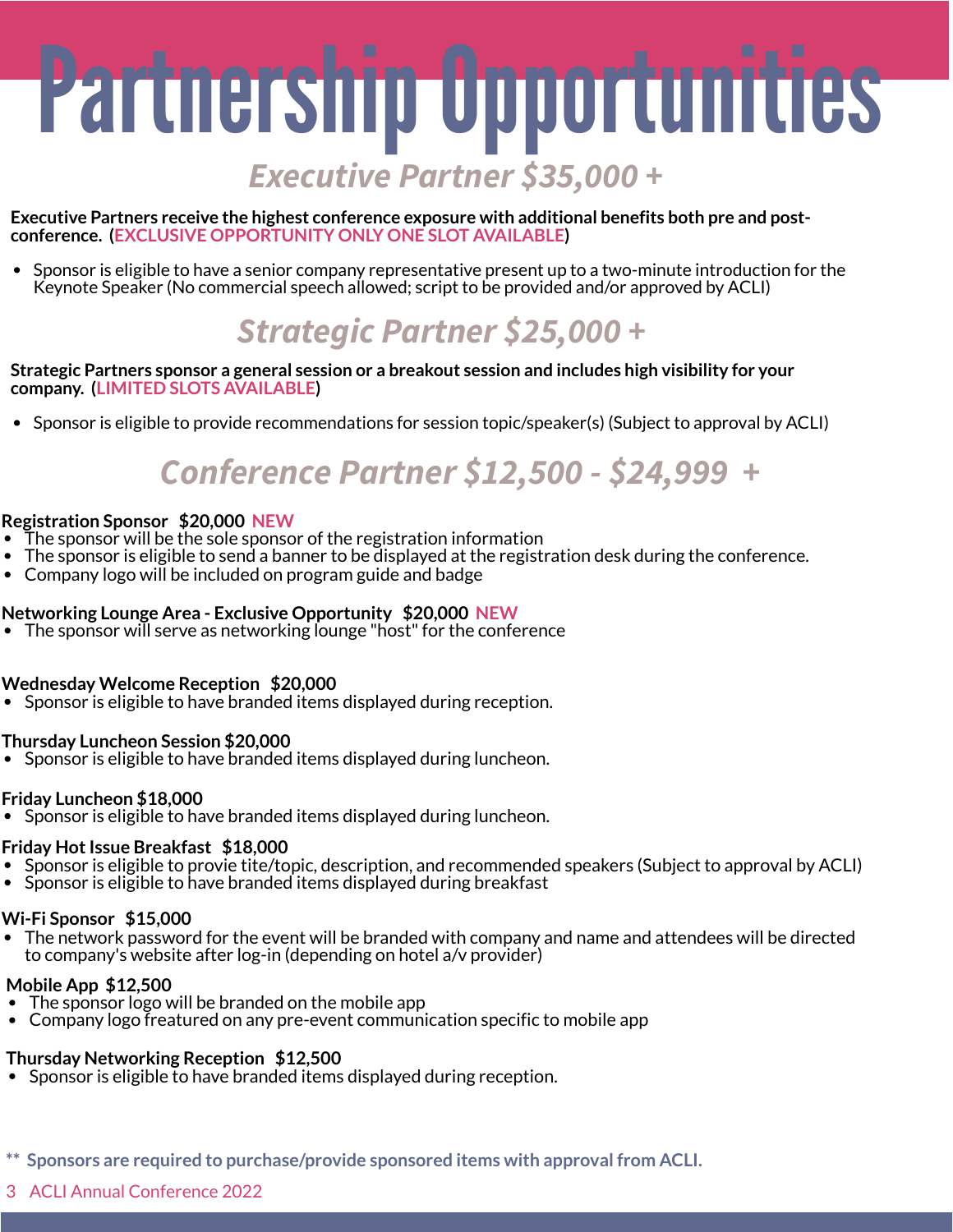# Partnership Opportunities

## *Executive Partner $35,000 +*

**Executive Partners receive the highest conference exposure with additional benefits both pre and post-conference. (EXCLUSIVE OPPORTUNITY ONLY ONE SLOT AVAILABLE)**

- Sponsor is eligible to have a senior company representative present up to a two-minute introduction for the Keynote Speaker (No commercial speech allowed; script to be provided and/or approved by ACLI)

## *Strategic Partner $25,000 +*

**Strategic Partners sponsor a general session or a breakout session and includes high visibility for your company. (LIMITED SLOTS AVAILABLE)**

- Sponsor is eligible to provide recommendations for session topic/speaker(s) (Subject to approval by ACLI)

## *Conference Partner $12,500 - $24,999 +*

**Registration Sponsor $20,000 NEW**
- The sponsor will be the sole sponsor of the registration information
- The sponsor is eligible to send a banner to be displayed at the registration desk during the conference.
- Company logo will be included on program guide and badge

**Networking Lounge Area - Exclusive Opportunity $20,000 NEW**
- The sponsor will serve as networking lounge "host" for the conference

**Wednesday Welcome Reception $20,000**
- Sponsor is eligible to have branded items displayed during reception.

**Thursday Luncheon Session $20,000**
- Sponsor is eligible to have branded items displayed during luncheon.

**Friday Luncheon $18,000**
- Sponsor is eligible to have branded items displayed during luncheon.

**Friday Hot Issue Breakfast $18,000**
- Sponsor is eligible to provie tite/topic, description, and recommended speakers (Subject to approval by ACLI)
- Sponsor is eligible to have branded items displayed during breakfast

**Wi-Fi Sponsor $15,000**
- The network password for the event will be branded with company and name and attendees will be directed to company's website after log-in (depending on hotel a/v provider)

**Mobile App $12,500**
- The sponsor logo will be branded on the mobile app
- Company logo freatured on any pre-event communication specific to mobile app

**Thursday Networking Reception $12,500**
- Sponsor is eligible to have branded items displayed during reception.

**** Sponsors are required to purchase/provide sponsored items with approval from ACLI.**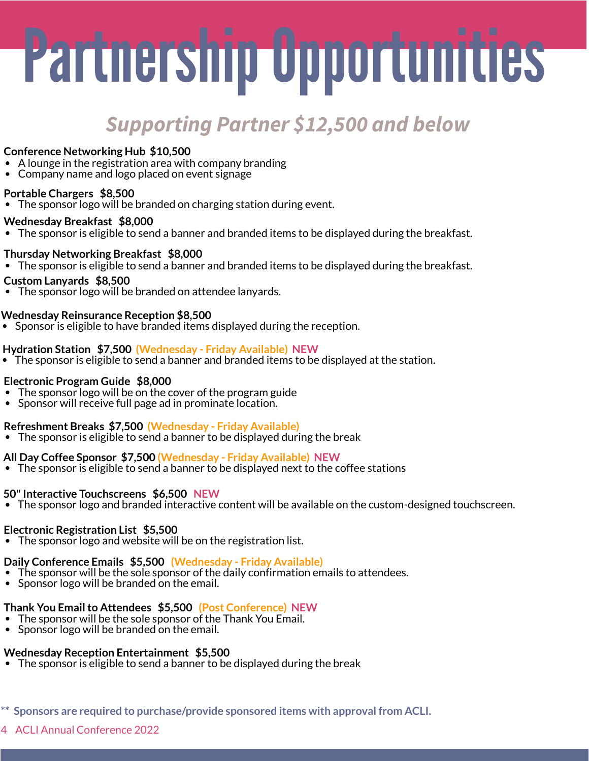# Partnership Opportunities

## *Supporting Partner $12,500 and below*

**Conference Networking Hub $10,500**
- A lounge in the registration area with company branding
- Company name and logo placed on event signage

**Portable Chargers $8,500**
- The sponsor logo will be branded on charging station during event.

**Wednesday Breakfast $8,000**
- The sponsor is eligible to send a banner and branded items to be displayed during the breakfast.

**Thursday Networking Breakfast $8,000**
- The sponsor is eligible to send a banner and branded items to be displayed during the breakfast.

**Custom Lanyards $8,500**
- The sponsor logo will be branded on attendee lanyards.

**Wednesday Reinsurance Reception $8,500**
- Sponsor is eligible to have branded items displayed during the reception.

**Hydration Station $7,500 (Wednesday - Friday Available) NEW**
- The sponsor is eligible to send a banner and branded items to be displayed at the station.

**Electronic Program Guide $8,000**
- The sponsor logo will be on the cover of the program guide
- Sponsor will receive full page ad in prominate location.

**Refreshment Breaks $7,500 (Wednesday - Friday Available)**
- The sponsor is eligible to send a banner to be displayed during the break

**All Day Coffee Sponsor $7,500 (Wednesday - Friday Available) NEW**
- The sponsor is eligible to send a banner to be displayed next to the coffee stations

**50" Interactive Touchscreens $6,500 NEW**
- The sponsor logo and branded interactive content will be available on the custom-designed touchscreen.

**Electronic Registration List $5,500**
- The sponsor logo and website will be on the registration list.

**Daily Conference Emails $5,500 (Wednesday - Friday Available)**
- The sponsor will be the sole sponsor of the daily confirmation emails to attendees.
- Sponsor logo will be branded on the email.

**Thank You Email to Attendees $5,500 (Post Conference) NEW**
- The sponsor will be the sole sponsor of the Thank You Email.
- Sponsor logo will be branded on the email.

**Wednesday Reception Entertainment $5,500**
- The sponsor is eligible to send a banner to be displayed during the break

** **Sponsors are required to purchase/provide sponsored items with approval from ACLI.**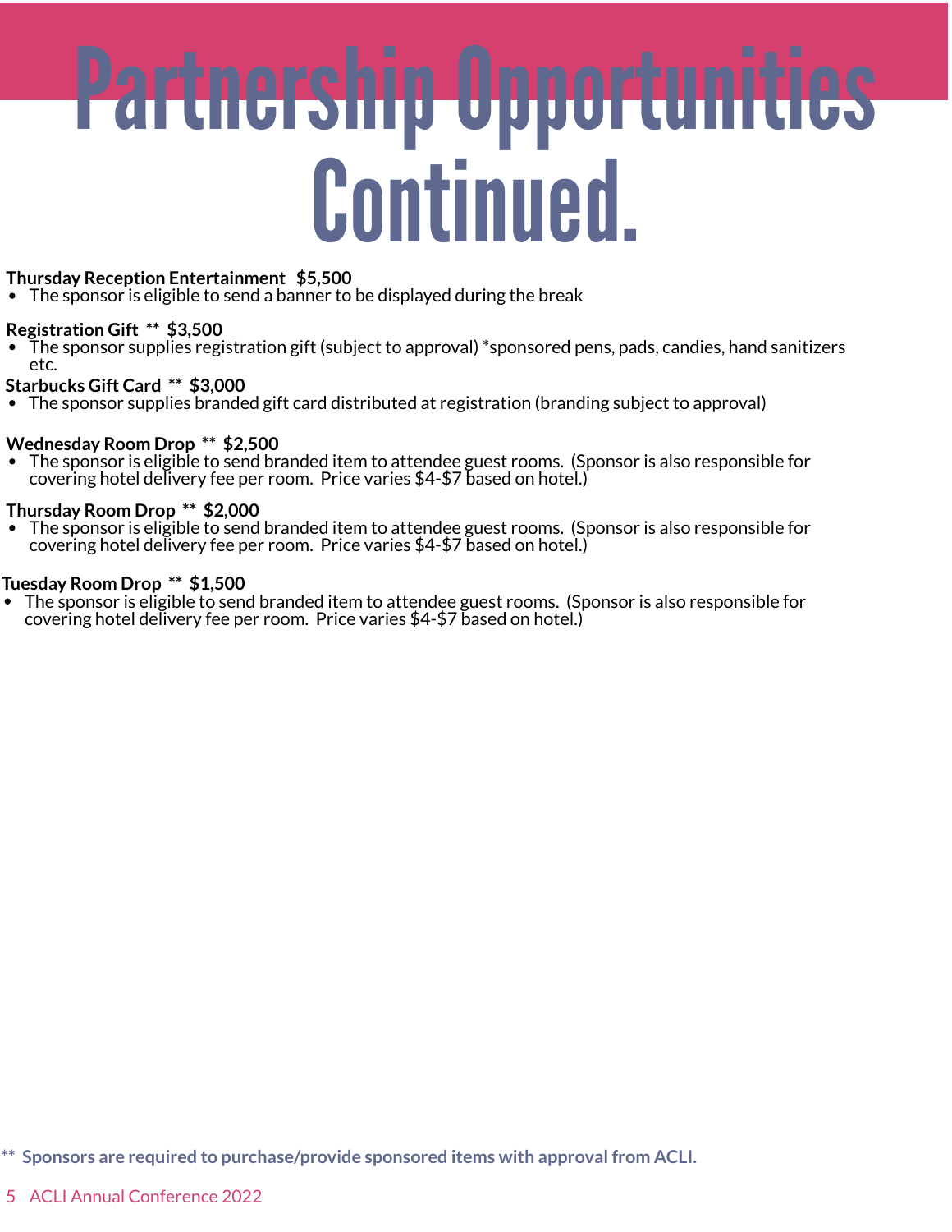# Partnership Opportunities Continued.

**Thursday Reception Entertainment  $5,500**

- The sponsor is eligible to send a banner to be displayed during the break

**Registration Gift ** $3,500**

- The sponsor supplies registration gift (subject to approval) *sponsored pens, pads, candies, hand sanitizers etc.

**Starbucks Gift Card ** $3,000**

- The sponsor supplies branded gift card distributed at registration (branding subject to approval)

**Wednesday Room Drop ** $2,500**

- The sponsor is eligible to send branded item to attendee guest rooms. (Sponsor is also responsible for covering hotel delivery fee per room. Price varies $4-$7 based on hotel.)

**Thursday Room Drop ** $2,000**

- The sponsor is eligible to send branded item to attendee guest rooms. (Sponsor is also responsible for covering hotel delivery fee per room. Price varies $4-$7 based on hotel.)

**Tuesday Room Drop ** $1,500**

- The sponsor is eligible to send branded item to attendee guest rooms. (Sponsor is also responsible for covering hotel delivery fee per room. Price varies $4-$7 based on hotel.)

** **Sponsors are required to purchase/provide sponsored items with approval from ACLI.**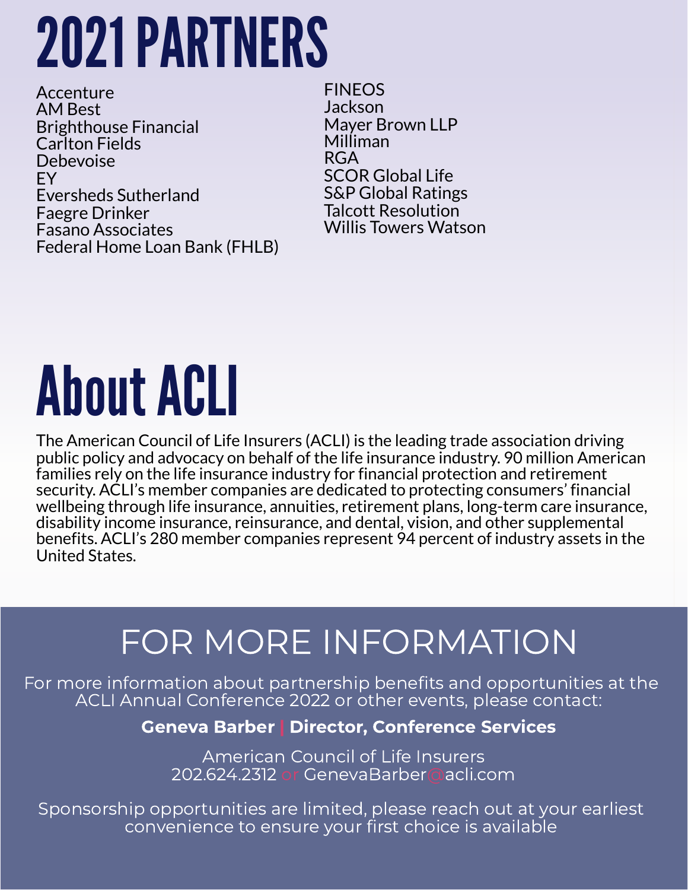# 2021 PARTNERS

Accenture
AM Best
Brighthouse Financial
Carlton Fields
Debevoise
EY
Eversheds Sutherland
Faegre Drinker
Fasano Associates
Federal Home Loan Bank (FHLB)
FINEOS
Jackson
Mayer Brown LLP
Milliman
RGA
SCOR Global Life
S&P Global Ratings
Talcott Resolution
Willis Towers Watson

# About ACLI

The American Council of Life Insurers (ACLI) is the leading trade association driving public policy and advocacy on behalf of the life insurance industry. 90 million American families rely on the life insurance industry for financial protection and retirement security. ACLI's member companies are dedicated to protecting consumers' financial wellbeing through life insurance, annuities, retirement plans, long-term care insurance, disability income insurance, reinsurance, and dental, vision, and other supplemental benefits. ACLI's 280 member companies represent 94 percent of industry assets in the United States.

## FOR MORE INFORMATION

For more information about partnership benefits and opportunities at the ACLI Annual Conference 2022 or other events, please contact:

**Geneva Barber | Director, Conference Services**

American Council of Life Insurers
202.624.2312 or GenevaBarber@acli.com

Sponsorship opportunities are limited, please reach out at your earliest convenience to ensure your first choice is available